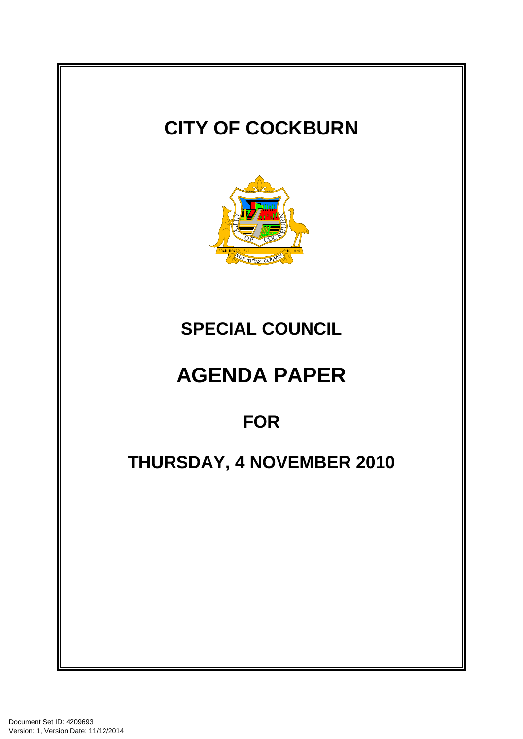# CITY OF COCKBURN

## SPECIAL COUNCIL

# AGENDA PAPER

## FOR

## THURSDAY, 4 NOVEMBER 2010

Document Set ID: 4209693
Version: 1, Version Date: 11/12/2014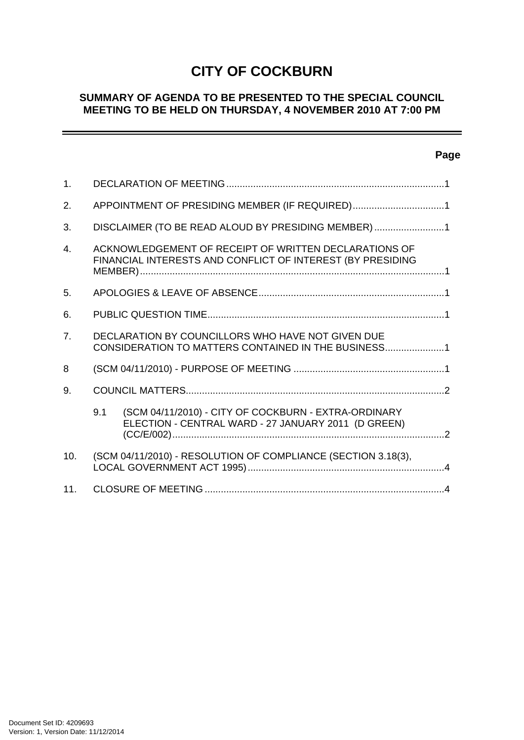# CITY OF COCKBURN

## SUMMARY OF AGENDA TO BE PRESENTED TO THE SPECIAL COUNCIL MEETING TO BE HELD ON THURSDAY, 4 NOVEMBER 2010 AT 7:00 PM

---

| | | Page |
|---|---|---|
| 1. | DECLARATION OF MEETING | 1 |
| 2. | APPOINTMENT OF PRESIDING MEMBER (IF REQUIRED) | 1 |
| 3. | DISCLAIMER (TO BE READ ALOUD BY PRESIDING MEMBER) | 1 |
| 4. | ACKNOWLEDGEMENT OF RECEIPT OF WRITTEN DECLARATIONS OF FINANCIAL INTERESTS AND CONFLICT OF INTEREST (BY PRESIDING MEMBER) | 1 |
| 5. | APOLOGIES & LEAVE OF ABSENCE | 1 |
| 6. | PUBLIC QUESTION TIME | 1 |
| 7. | DECLARATION BY COUNCILLORS WHO HAVE NOT GIVEN DUE CONSIDERATION TO MATTERS CONTAINED IN THE BUSINESS | 1 |
| 8 | (SCM 04/11/2010) - PURPOSE OF MEETING | 1 |
| 9. | COUNCIL MATTERS | 2 |
| | 9.1 (SCM 04/11/2010) - CITY OF COCKBURN - EXTRA-ORDINARY ELECTION - CENTRAL WARD - 27 JANUARY 2011 (D GREEN) (CC/E/002) | 2 |
| 10. | (SCM 04/11/2010) - RESOLUTION OF COMPLIANCE (SECTION 3.18(3), LOCAL GOVERNMENT ACT 1995) | 4 |
| 11. | CLOSURE OF MEETING | 4 |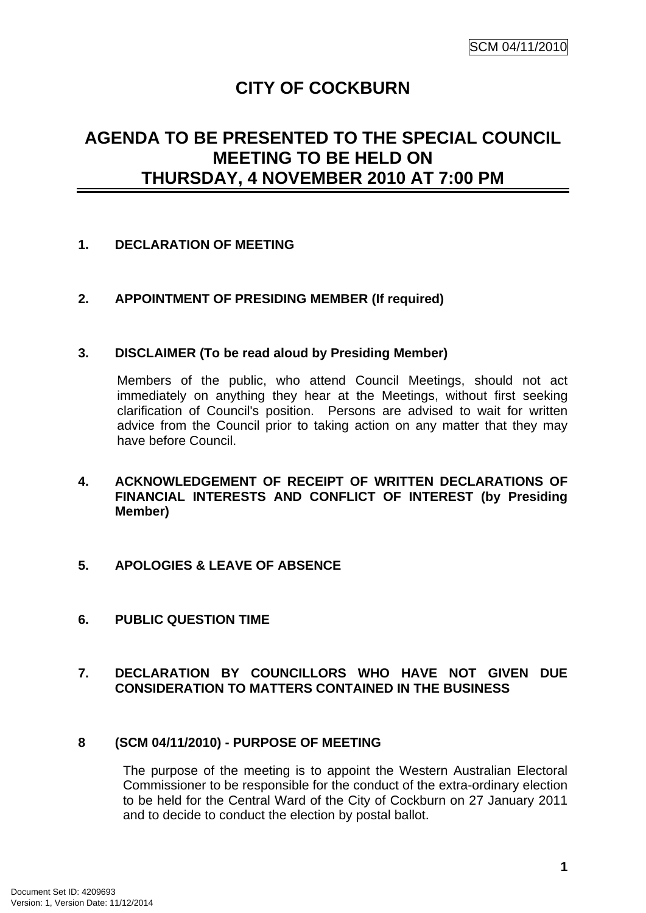SCM 04/11/2010

# CITY OF COCKBURN

## AGENDA TO BE PRESENTED TO THE SPECIAL COUNCIL MEETING TO BE HELD ON THURSDAY, 4 NOVEMBER 2010 AT 7:00 PM

**1. DECLARATION OF MEETING**

**2. APPOINTMENT OF PRESIDING MEMBER (If required)**

**3. DISCLAIMER (To be read aloud by Presiding Member)**

Members of the public, who attend Council Meetings, should not act immediately on anything they hear at the Meetings, without first seeking clarification of Council's position. Persons are advised to wait for written advice from the Council prior to taking action on any matter that they may have before Council.

**4. ACKNOWLEDGEMENT OF RECEIPT OF WRITTEN DECLARATIONS OF FINANCIAL INTERESTS AND CONFLICT OF INTEREST (by Presiding Member)**

**5. APOLOGIES & LEAVE OF ABSENCE**

**6. PUBLIC QUESTION TIME**

**7. DECLARATION BY COUNCILLORS WHO HAVE NOT GIVEN DUE CONSIDERATION TO MATTERS CONTAINED IN THE BUSINESS**

**8 (SCM 04/11/2010) - PURPOSE OF MEETING**

The purpose of the meeting is to appoint the Western Australian Electoral Commissioner to be responsible for the conduct of the extra-ordinary election to be held for the Central Ward of the City of Cockburn on 27 January 2011 and to decide to conduct the election by postal ballot.

Document Set ID: 4209693
Version: 1, Version Date: 11/12/2014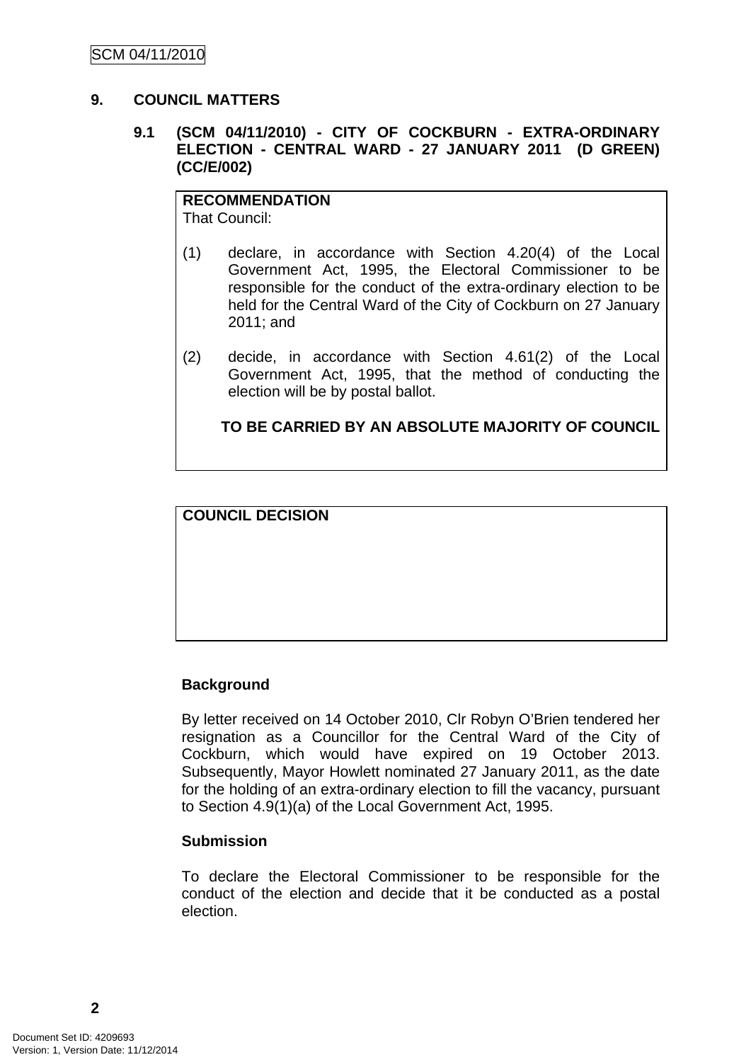## 9. COUNCIL MATTERS

### 9.1 (SCM 04/11/2010) - CITY OF COCKBURN - EXTRA-ORDINARY ELECTION - CENTRAL WARD - 27 JANUARY 2011 (D GREEN) (CC/E/002)

**RECOMMENDATION**
That Council:

(1) declare, in accordance with Section 4.20(4) of the Local Government Act, 1995, the Electoral Commissioner to be responsible for the conduct of the extra-ordinary election to be held for the Central Ward of the City of Cockburn on 27 January 2011; and

(2) decide, in accordance with Section 4.61(2) of the Local Government Act, 1995, that the method of conducting the election will be by postal ballot.

**TO BE CARRIED BY AN ABSOLUTE MAJORITY OF COUNCIL**

**COUNCIL DECISION**

**Background**

By letter received on 14 October 2010, Clr Robyn O'Brien tendered her resignation as a Councillor for the Central Ward of the City of Cockburn, which would have expired on 19 October 2013. Subsequently, Mayor Howlett nominated 27 January 2011, as the date for the holding of an extra-ordinary election to fill the vacancy, pursuant to Section 4.9(1)(a) of the Local Government Act, 1995.

**Submission**

To declare the Electoral Commissioner to be responsible for the conduct of the election and decide that it be conducted as a postal election.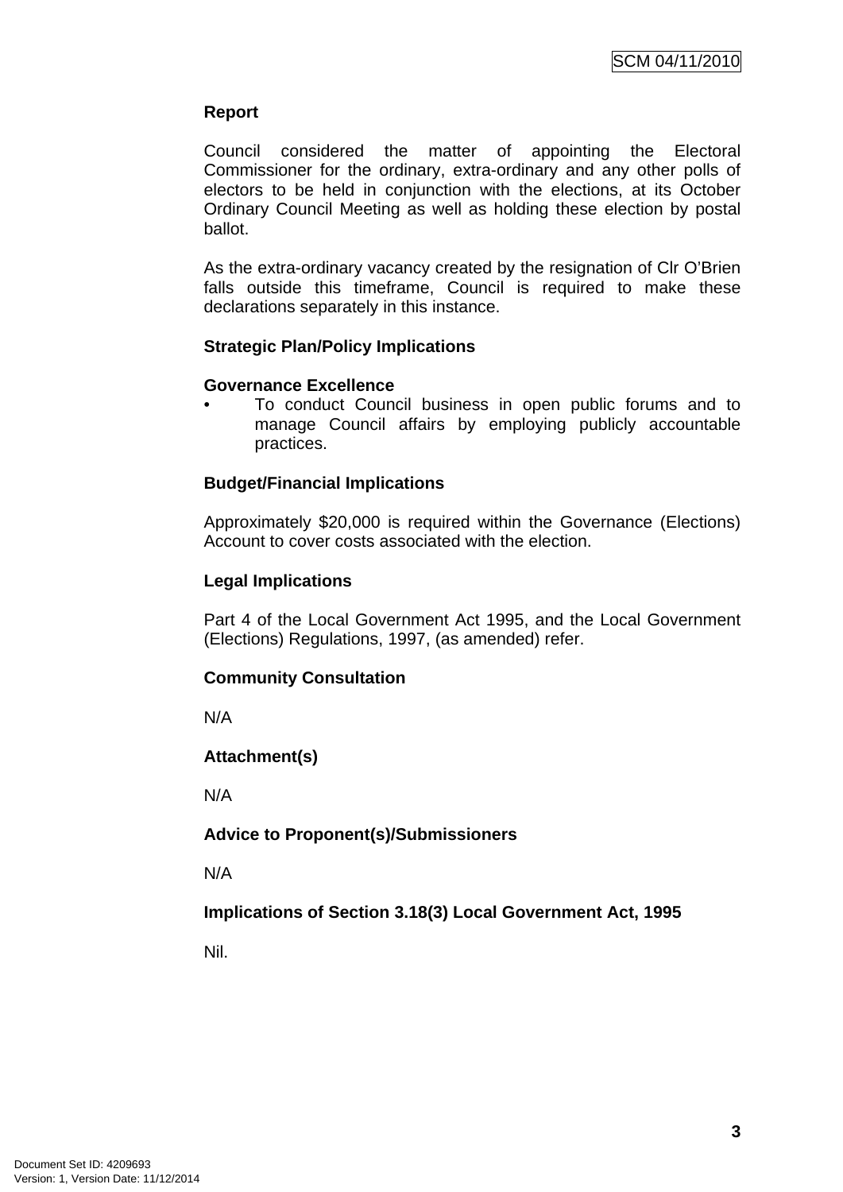**Report**

Council considered the matter of appointing the Electoral Commissioner for the ordinary, extra-ordinary and any other polls of electors to be held in conjunction with the elections, at its October Ordinary Council Meeting as well as holding these election by postal ballot.

As the extra-ordinary vacancy created by the resignation of Clr O'Brien falls outside this timeframe, Council is required to make these declarations separately in this instance.

**Strategic Plan/Policy Implications**

**Governance Excellence**

- To conduct Council business in open public forums and to manage Council affairs by employing publicly accountable practices.

**Budget/Financial Implications**

Approximately $20,000 is required within the Governance (Elections) Account to cover costs associated with the election.

**Legal Implications**

Part 4 of the Local Government Act 1995, and the Local Government (Elections) Regulations, 1997, (as amended) refer.

**Community Consultation**

N/A

**Attachment(s)**

N/A

**Advice to Proponent(s)/Submissioners**

N/A

**Implications of Section 3.18(3) Local Government Act, 1995**

Nil.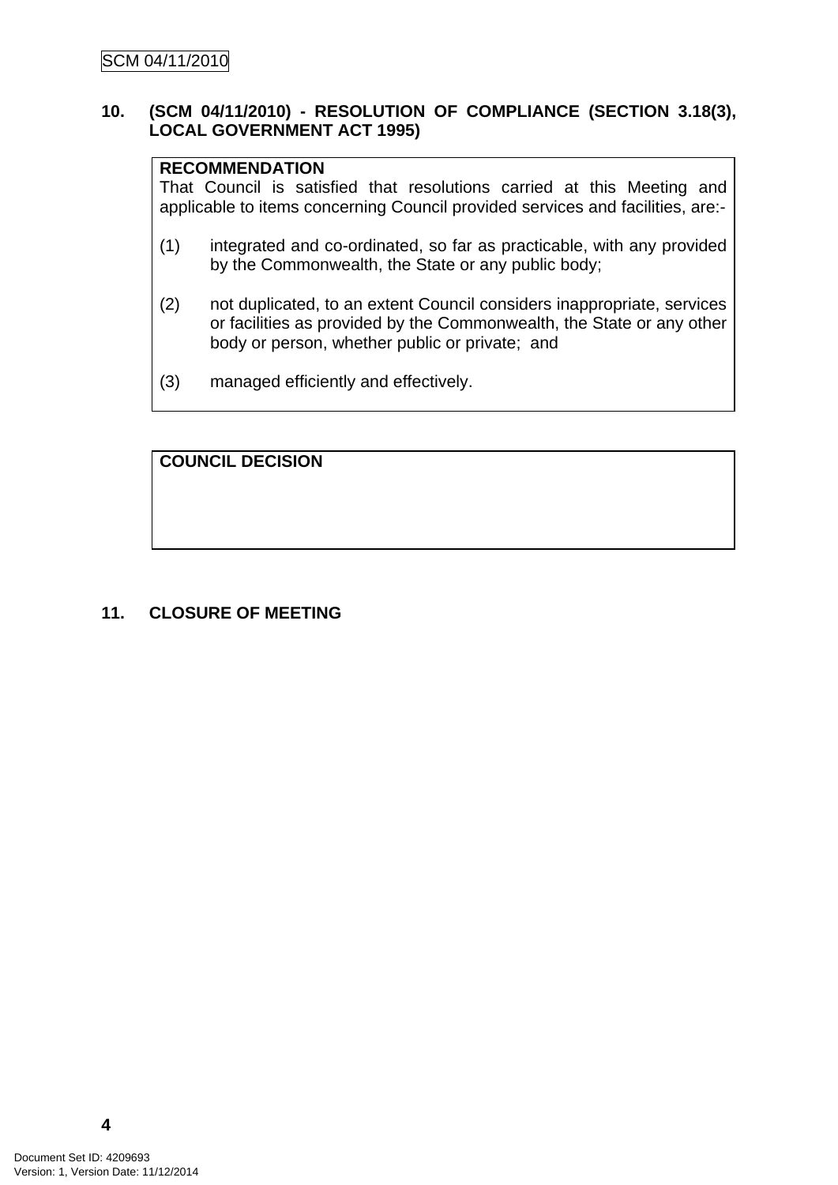## 10. (SCM 04/11/2010) - RESOLUTION OF COMPLIANCE (SECTION 3.18(3), LOCAL GOVERNMENT ACT 1995)

**RECOMMENDATION**

That Council is satisfied that resolutions carried at this Meeting and applicable to items concerning Council provided services and facilities, are:-

(1) integrated and co-ordinated, so far as practicable, with any provided by the Commonwealth, the State or any public body;

(2) not duplicated, to an extent Council considers inappropriate, services or facilities as provided by the Commonwealth, the State or any other body or person, whether public or private; and

(3) managed efficiently and effectively.

**COUNCIL DECISION**

## 11. CLOSURE OF MEETING